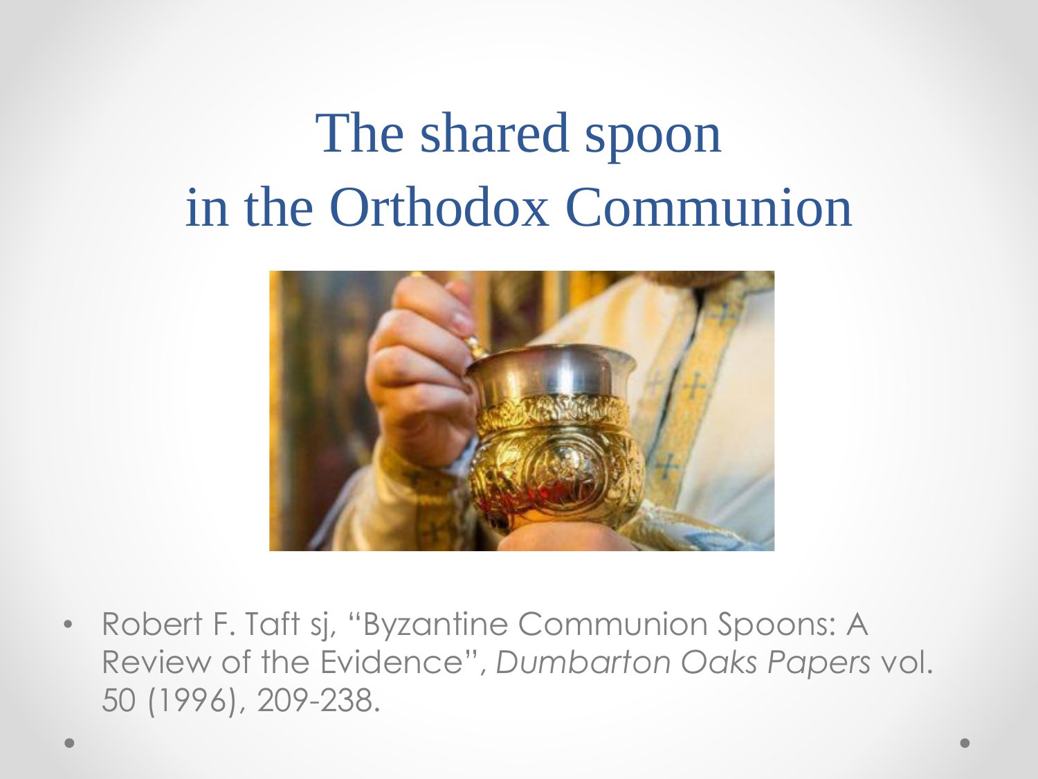# The shared spoon in the Orthodox Communion

- Robert F. Taft sj, "Byzantine Communion Spoons: A Review of the Evidence", *Dumbarton Oaks Papers* vol. 50 (1996), 209-238.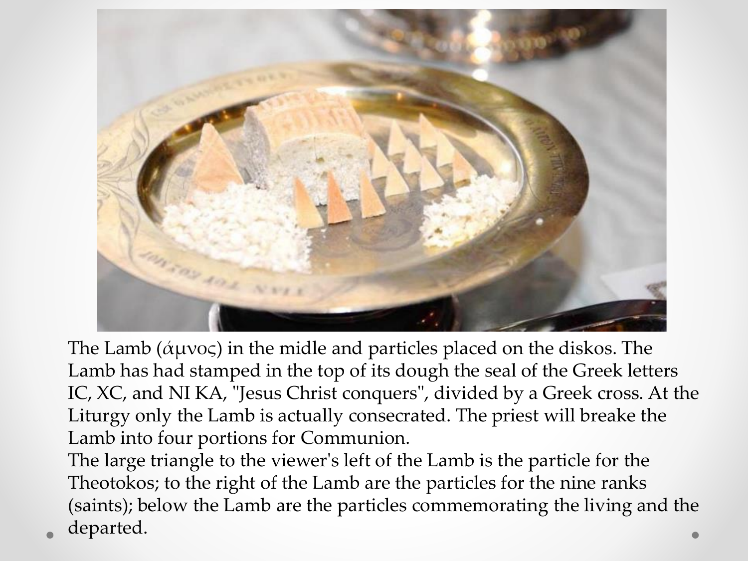The Lamb (ἄμνος) in the midle and particles placed on the diskos. The Lamb has had stamped in the top of its dough the seal of the Greek letters IC, XC, and NI KA, "Jesus Christ conquers", divided by a Greek cross. At the Liturgy only the Lamb is actually consecrated. The priest will breake the Lamb into four portions for Communion.

The large triangle to the viewer's left of the Lamb is the particle for the Theotokos; to the right of the Lamb are the particles for the nine ranks (saints); below the Lamb are the particles commemorating the living and the departed.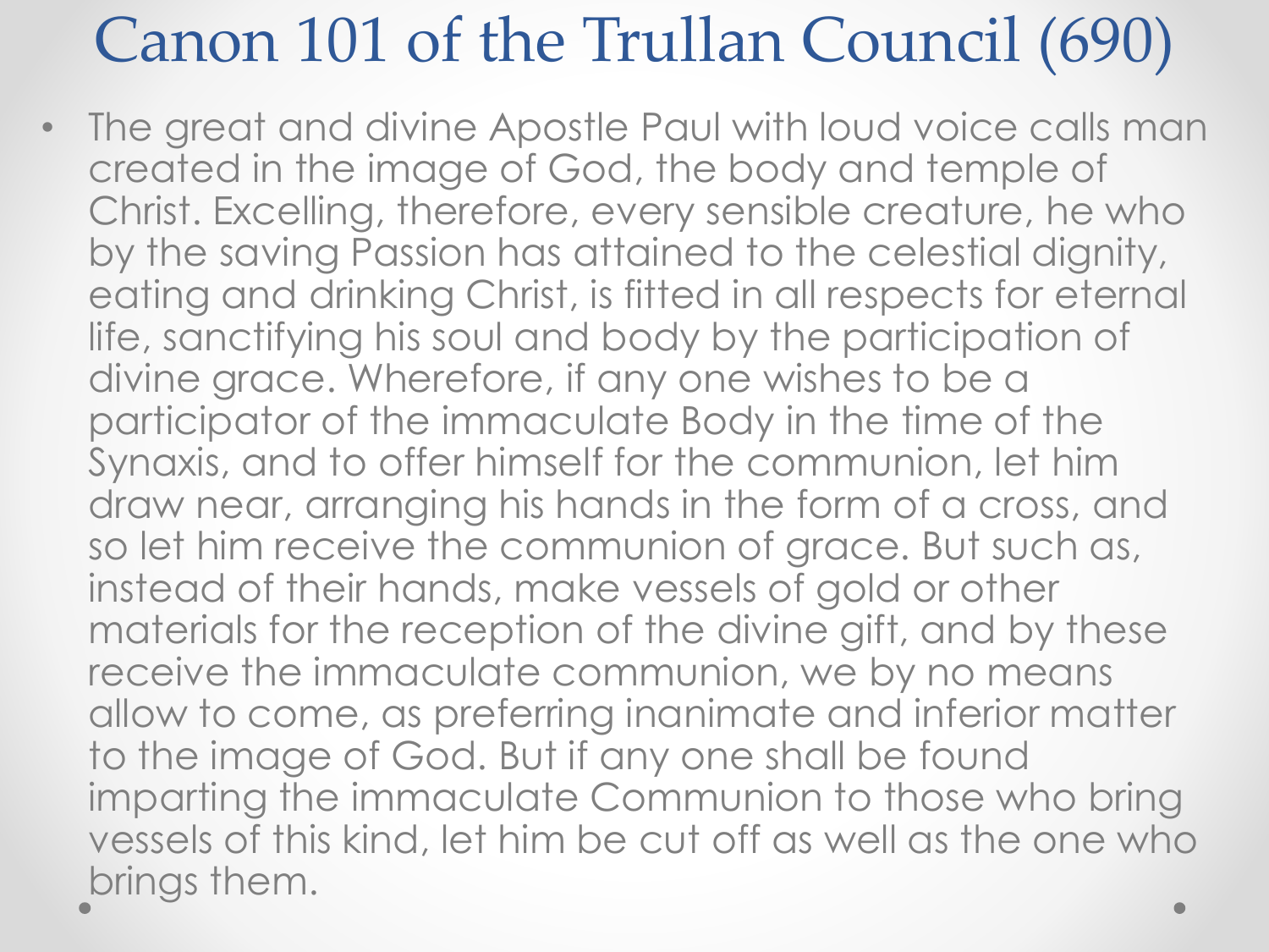# Canon 101 of the Trullan Council (690)

- The great and divine Apostle Paul with loud voice calls man created in the image of God, the body and temple of Christ. Excelling, therefore, every sensible creature, he who by the saving Passion has attained to the celestial dignity, eating and drinking Christ, is fitted in all respects for eternal life, sanctifying his soul and body by the participation of divine grace. Wherefore, if any one wishes to be a participator of the immaculate Body in the time of the Synaxis, and to offer himself for the communion, let him draw near, arranging his hands in the form of a cross, and so let him receive the communion of grace. But such as, instead of their hands, make vessels of gold or other materials for the reception of the divine gift, and by these receive the immaculate communion, we by no means allow to come, as preferring inanimate and inferior matter to the image of God. But if any one shall be found imparting the immaculate Communion to those who bring vessels of this kind, let him be cut off as well as the one who brings them.